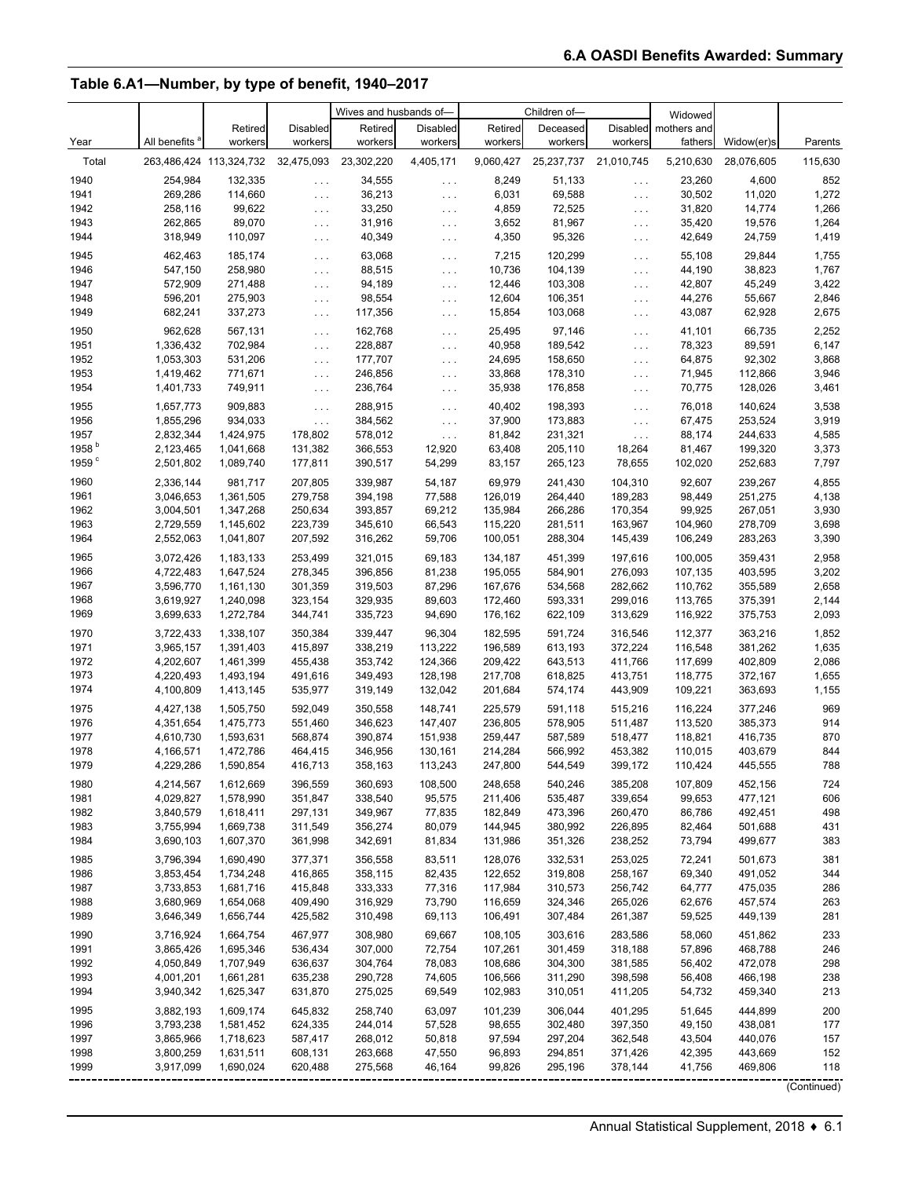## Table 6.A1—Number, by type of benefit, 1940–2017

| | | | | Wives and husbands of— | | Children of— | | | Widowed | | |
|---|---|---|---|---|---|---|---|---|---|---|---|
| Year | All benefits [a] | Retired workers | Disabled workers | Retired workers | Disabled workers | Retired workers | Deceased workers | Disabled workers | mothers and fathers | Widow(er)s | Parents |
| Total | 263,486,424 | 113,324,732 | 32,475,093 | 23,302,220 | 4,405,171 | 9,060,427 | 25,237,737 | 21,010,745 | 5,210,630 | 28,076,605 | 115,630 |
| 1940 | 254,984 | 132,335 | . . . | 34,555 | . . . | 8,249 | 51,133 | . . . | 23,260 | 4,600 | 852 |
| 1941 | 269,286 | 114,660 | . . . | 36,213 | . . . | 6,031 | 69,588 | . . . | 30,502 | 11,020 | 1,272 |
| 1942 | 258,116 | 99,622 | . . . | 33,250 | . . . | 4,859 | 72,525 | . . . | 31,820 | 14,774 | 1,266 |
| 1943 | 262,865 | 89,070 | . . . | 31,916 | . . . | 3,652 | 81,967 | . . . | 35,420 | 19,576 | 1,264 |
| 1944 | 318,949 | 110,097 | . . . | 40,349 | . . . | 4,350 | 95,326 | . . . | 42,649 | 24,759 | 1,419 |
| 1945 | 462,463 | 185,174 | . . . | 63,068 | . . . | 7,215 | 120,299 | . . . | 55,108 | 29,844 | 1,755 |
| 1946 | 547,150 | 258,980 | . . . | 88,515 | . . . | 10,736 | 104,139 | . . . | 44,190 | 38,823 | 1,767 |
| 1947 | 572,909 | 271,488 | . . . | 94,189 | . . . | 12,446 | 103,308 | . . . | 42,807 | 45,249 | 3,422 |
| 1948 | 596,201 | 275,903 | . . . | 98,554 | . . . | 12,604 | 106,351 | . . . | 44,276 | 55,667 | 2,846 |
| 1949 | 682,241 | 337,273 | . . . | 117,356 | . . . | 15,854 | 103,068 | . . . | 43,087 | 62,928 | 2,675 |
| 1950 | 962,628 | 567,131 | . . . | 162,768 | . . . | 25,495 | 97,146 | . . . | 41,101 | 66,735 | 2,252 |
| 1951 | 1,336,432 | 702,984 | . . . | 228,887 | . . . | 40,958 | 189,542 | . . . | 78,323 | 89,591 | 6,147 |
| 1952 | 1,053,303 | 531,206 | . . . | 177,707 | . . . | 24,695 | 158,650 | . . . | 64,875 | 92,302 | 3,868 |
| 1953 | 1,419,462 | 771,671 | . . . | 246,856 | . . . | 33,868 | 178,310 | . . . | 71,945 | 112,866 | 3,946 |
| 1954 | 1,401,733 | 749,911 | . . . | 236,764 | . . . | 35,938 | 176,858 | . . . | 70,775 | 128,026 | 3,461 |
| 1955 | 1,657,773 | 909,883 | . . . | 288,915 | . . . | 40,402 | 198,393 | . . . | 76,018 | 140,624 | 3,538 |
| 1956 | 1,855,296 | 934,033 | . . . | 384,562 | . . . | 37,900 | 173,883 | . . . | 67,475 | 253,524 | 3,919 |
| 1957 | 2,832,344 | 1,424,975 | 178,802 | 578,012 | . . . | 81,842 | 231,321 | . . . | 88,174 | 244,633 | 4,585 |
| 1958 [b] | 2,123,465 | 1,041,668 | 131,382 | 366,553 | 12,920 | 63,408 | 205,110 | 18,264 | 81,467 | 199,320 | 3,373 |
| 1959 [c] | 2,501,802 | 1,089,740 | 177,811 | 390,517 | 54,299 | 83,157 | 265,123 | 78,655 | 102,020 | 252,683 | 7,797 |
| 1960 | 2,336,144 | 981,717 | 207,805 | 339,987 | 54,187 | 69,979 | 241,430 | 104,310 | 92,607 | 239,267 | 4,855 |
| 1961 | 3,046,653 | 1,361,505 | 279,758 | 394,198 | 77,588 | 126,019 | 264,440 | 189,283 | 98,449 | 251,275 | 4,138 |
| 1962 | 3,004,501 | 1,347,268 | 250,634 | 393,857 | 69,212 | 135,984 | 266,286 | 170,354 | 99,925 | 267,051 | 3,930 |
| 1963 | 2,729,559 | 1,145,602 | 223,739 | 345,610 | 66,543 | 115,220 | 281,511 | 163,967 | 104,960 | 278,709 | 3,698 |
| 1964 | 2,552,063 | 1,041,807 | 207,592 | 316,262 | 59,706 | 100,051 | 288,304 | 145,439 | 106,249 | 283,263 | 3,390 |
| 1965 | 3,072,426 | 1,183,133 | 253,499 | 321,015 | 69,183 | 134,187 | 451,399 | 197,616 | 100,005 | 359,431 | 2,958 |
| 1966 | 4,722,483 | 1,647,524 | 278,345 | 396,856 | 81,238 | 195,055 | 584,901 | 276,093 | 107,135 | 403,595 | 3,202 |
| 1967 | 3,596,770 | 1,161,130 | 301,359 | 319,503 | 87,296 | 167,676 | 534,568 | 282,662 | 110,762 | 355,589 | 2,658 |
| 1968 | 3,619,927 | 1,240,098 | 323,154 | 329,935 | 89,603 | 172,460 | 593,331 | 299,016 | 113,765 | 375,391 | 2,144 |
| 1969 | 3,699,633 | 1,272,784 | 344,741 | 335,723 | 94,690 | 176,162 | 622,109 | 313,629 | 116,922 | 375,753 | 2,093 |
| 1970 | 3,722,433 | 1,338,107 | 350,384 | 339,447 | 96,304 | 182,595 | 591,724 | 316,546 | 112,377 | 363,216 | 1,852 |
| 1971 | 3,965,157 | 1,391,403 | 415,897 | 338,219 | 113,222 | 196,589 | 613,193 | 372,224 | 116,548 | 381,262 | 1,635 |
| 1972 | 4,202,607 | 1,461,399 | 455,438 | 353,742 | 124,366 | 209,422 | 643,513 | 411,766 | 117,699 | 402,809 | 2,086 |
| 1973 | 4,220,493 | 1,493,194 | 491,616 | 349,493 | 128,198 | 217,708 | 618,825 | 413,751 | 118,775 | 372,167 | 1,655 |
| 1974 | 4,100,809 | 1,413,145 | 535,977 | 319,149 | 132,042 | 201,684 | 574,174 | 443,909 | 109,221 | 363,693 | 1,155 |
| 1975 | 4,427,138 | 1,505,750 | 592,049 | 350,558 | 148,741 | 225,579 | 591,118 | 515,216 | 116,224 | 377,246 | 969 |
| 1976 | 4,351,654 | 1,475,773 | 551,460 | 346,623 | 147,407 | 236,805 | 578,905 | 511,487 | 113,520 | 385,373 | 914 |
| 1977 | 4,610,730 | 1,593,631 | 568,874 | 390,874 | 151,938 | 259,447 | 587,589 | 518,477 | 118,821 | 416,735 | 870 |
| 1978 | 4,166,571 | 1,472,786 | 464,415 | 346,956 | 130,161 | 214,284 | 566,992 | 453,382 | 110,015 | 403,679 | 844 |
| 1979 | 4,229,286 | 1,590,854 | 416,713 | 358,163 | 113,243 | 247,800 | 544,549 | 399,172 | 110,424 | 445,555 | 788 |
| 1980 | 4,214,567 | 1,612,669 | 396,559 | 360,693 | 108,500 | 248,658 | 540,246 | 385,208 | 107,809 | 452,156 | 724 |
| 1981 | 4,029,827 | 1,578,990 | 351,847 | 338,540 | 95,575 | 211,406 | 535,487 | 339,654 | 99,653 | 477,121 | 606 |
| 1982 | 3,840,579 | 1,618,411 | 297,131 | 349,967 | 77,835 | 182,849 | 473,396 | 260,470 | 86,786 | 492,451 | 498 |
| 1983 | 3,755,994 | 1,669,738 | 311,549 | 356,274 | 80,079 | 144,945 | 380,992 | 226,895 | 82,464 | 501,688 | 431 |
| 1984 | 3,690,103 | 1,607,370 | 361,998 | 342,691 | 81,834 | 131,986 | 351,326 | 238,252 | 73,794 | 499,677 | 383 |
| 1985 | 3,796,394 | 1,690,490 | 377,371 | 356,558 | 83,511 | 128,076 | 332,531 | 253,025 | 72,241 | 501,673 | 381 |
| 1986 | 3,853,454 | 1,734,248 | 416,865 | 358,115 | 82,435 | 122,652 | 319,808 | 258,167 | 69,340 | 491,052 | 344 |
| 1987 | 3,733,853 | 1,681,716 | 415,848 | 333,333 | 77,316 | 117,984 | 310,573 | 256,742 | 64,777 | 475,035 | 286 |
| 1988 | 3,680,969 | 1,654,068 | 409,490 | 316,929 | 73,790 | 116,659 | 324,346 | 265,026 | 62,676 | 457,574 | 263 |
| 1989 | 3,646,349 | 1,656,744 | 425,582 | 310,498 | 69,113 | 106,491 | 307,484 | 261,387 | 59,525 | 449,139 | 281 |
| 1990 | 3,716,924 | 1,664,754 | 467,977 | 308,980 | 69,667 | 108,105 | 303,616 | 283,586 | 58,060 | 451,862 | 233 |
| 1991 | 3,865,426 | 1,695,346 | 536,434 | 307,000 | 72,754 | 107,261 | 301,459 | 318,188 | 57,896 | 468,788 | 246 |
| 1992 | 4,050,849 | 1,707,949 | 636,637 | 304,764 | 78,083 | 108,686 | 304,300 | 381,585 | 56,402 | 472,078 | 298 |
| 1993 | 4,001,201 | 1,661,281 | 635,238 | 290,728 | 74,605 | 106,566 | 311,290 | 398,598 | 56,408 | 466,198 | 238 |
| 1994 | 3,940,342 | 1,625,347 | 631,870 | 275,025 | 69,549 | 102,983 | 310,051 | 411,205 | 54,732 | 459,340 | 213 |
| 1995 | 3,882,193 | 1,609,174 | 645,832 | 258,740 | 63,097 | 101,239 | 306,044 | 401,295 | 51,645 | 444,899 | 200 |
| 1996 | 3,793,238 | 1,581,452 | 624,335 | 244,014 | 57,528 | 98,655 | 302,480 | 397,350 | 49,150 | 438,081 | 177 |
| 1997 | 3,865,966 | 1,718,623 | 587,417 | 268,012 | 50,818 | 97,594 | 297,204 | 362,548 | 43,504 | 440,076 | 157 |
| 1998 | 3,800,259 | 1,631,511 | 608,131 | 263,668 | 47,550 | 96,893 | 294,851 | 371,426 | 42,395 | 443,669 | 152 |
| 1999 | 3,917,099 | 1,690,024 | 620,488 | 275,568 | 46,164 | 99,826 | 295,196 | 378,144 | 41,756 | 469,806 | 118 |

(Continued)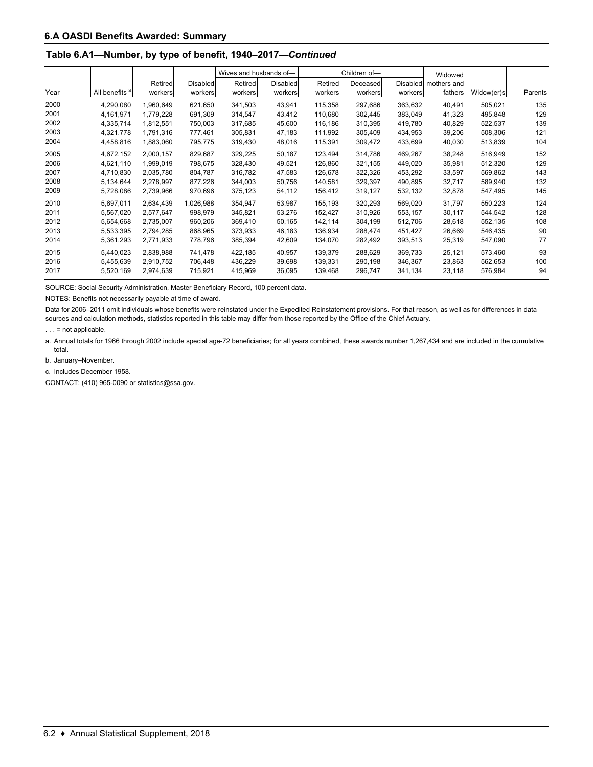## 6.A OASDI Benefits Awarded: Summary

### Table 6.A1—Number, by type of benefit, 1940–2017—*Continued*

| Year | All benefits [a] | Retired workers | Disabled workers | Wives and husbands of— Retired workers | Wives and husbands of— Disabled workers | Children of— Retired workers | Children of— Deceased workers | Children of— Disabled workers | Widowed mothers and fathers | Widow(er)s | Parents |
|---|---|---|---|---|---|---|---|---|---|---|---|
| 2000 | 4,290,080 | 1,960,649 | 621,650 | 341,503 | 43,941 | 115,358 | 297,686 | 363,632 | 40,491 | 505,021 | 135 |
| 2001 | 4,161,971 | 1,779,228 | 691,309 | 314,547 | 43,412 | 110,680 | 302,445 | 383,049 | 41,323 | 495,848 | 129 |
| 2002 | 4,335,714 | 1,812,551 | 750,003 | 317,685 | 45,600 | 116,186 | 310,395 | 419,780 | 40,829 | 522,537 | 139 |
| 2003 | 4,321,778 | 1,791,316 | 777,461 | 305,831 | 47,183 | 111,992 | 305,409 | 434,953 | 39,206 | 508,306 | 121 |
| 2004 | 4,458,816 | 1,883,060 | 795,775 | 319,430 | 48,016 | 115,391 | 309,472 | 433,699 | 40,030 | 513,839 | 104 |
| 2005 | 4,672,152 | 2,000,157 | 829,687 | 329,225 | 50,187 | 123,494 | 314,786 | 469,267 | 38,248 | 516,949 | 152 |
| 2006 | 4,621,110 | 1,999,019 | 798,675 | 328,430 | 49,521 | 126,860 | 321,155 | 449,020 | 35,981 | 512,320 | 129 |
| 2007 | 4,710,830 | 2,035,780 | 804,787 | 316,782 | 47,583 | 126,678 | 322,326 | 453,292 | 33,597 | 569,862 | 143 |
| 2008 | 5,134,644 | 2,278,997 | 877,226 | 344,003 | 50,756 | 140,581 | 329,397 | 490,895 | 32,717 | 589,940 | 132 |
| 2009 | 5,728,086 | 2,739,966 | 970,696 | 375,123 | 54,112 | 156,412 | 319,127 | 532,132 | 32,878 | 547,495 | 145 |
| 2010 | 5,697,011 | 2,634,439 | 1,026,988 | 354,947 | 53,987 | 155,193 | 320,293 | 569,020 | 31,797 | 550,223 | 124 |
| 2011 | 5,567,020 | 2,577,647 | 998,979 | 345,821 | 53,276 | 152,427 | 310,926 | 553,157 | 30,117 | 544,542 | 128 |
| 2012 | 5,654,668 | 2,735,007 | 960,206 | 369,410 | 50,165 | 142,114 | 304,199 | 512,706 | 28,618 | 552,135 | 108 |
| 2013 | 5,533,395 | 2,794,285 | 868,965 | 373,933 | 46,183 | 136,934 | 288,474 | 451,427 | 26,669 | 546,435 | 90 |
| 2014 | 5,361,293 | 2,771,933 | 778,796 | 385,394 | 42,609 | 134,070 | 282,492 | 393,513 | 25,319 | 547,090 | 77 |
| 2015 | 5,440,023 | 2,838,988 | 741,478 | 422,185 | 40,957 | 139,379 | 288,629 | 369,733 | 25,121 | 573,460 | 93 |
| 2016 | 5,455,639 | 2,910,752 | 706,448 | 436,229 | 39,698 | 139,331 | 290,198 | 346,367 | 23,863 | 562,653 | 100 |
| 2017 | 5,520,169 | 2,974,639 | 715,921 | 415,969 | 36,095 | 139,468 | 296,747 | 341,134 | 23,118 | 576,984 | 94 |

SOURCE: Social Security Administration, Master Beneficiary Record, 100 percent data.

NOTES: Benefits not necessarily payable at time of award.

Data for 2006–2011 omit individuals whose benefits were reinstated under the Expedited Reinstatement provisions. For that reason, as well as for differences in data sources and calculation methods, statistics reported in this table may differ from those reported by the Office of the Chief Actuary.

. . . = not applicable.

a. Annual totals for 1966 through 2002 include special age-72 beneficiaries; for all years combined, these awards number 1,267,434 and are included in the cumulative total.

b. January–November.

c. Includes December 1958.

CONTACT: (410) 965-0090 or statistics@ssa.gov.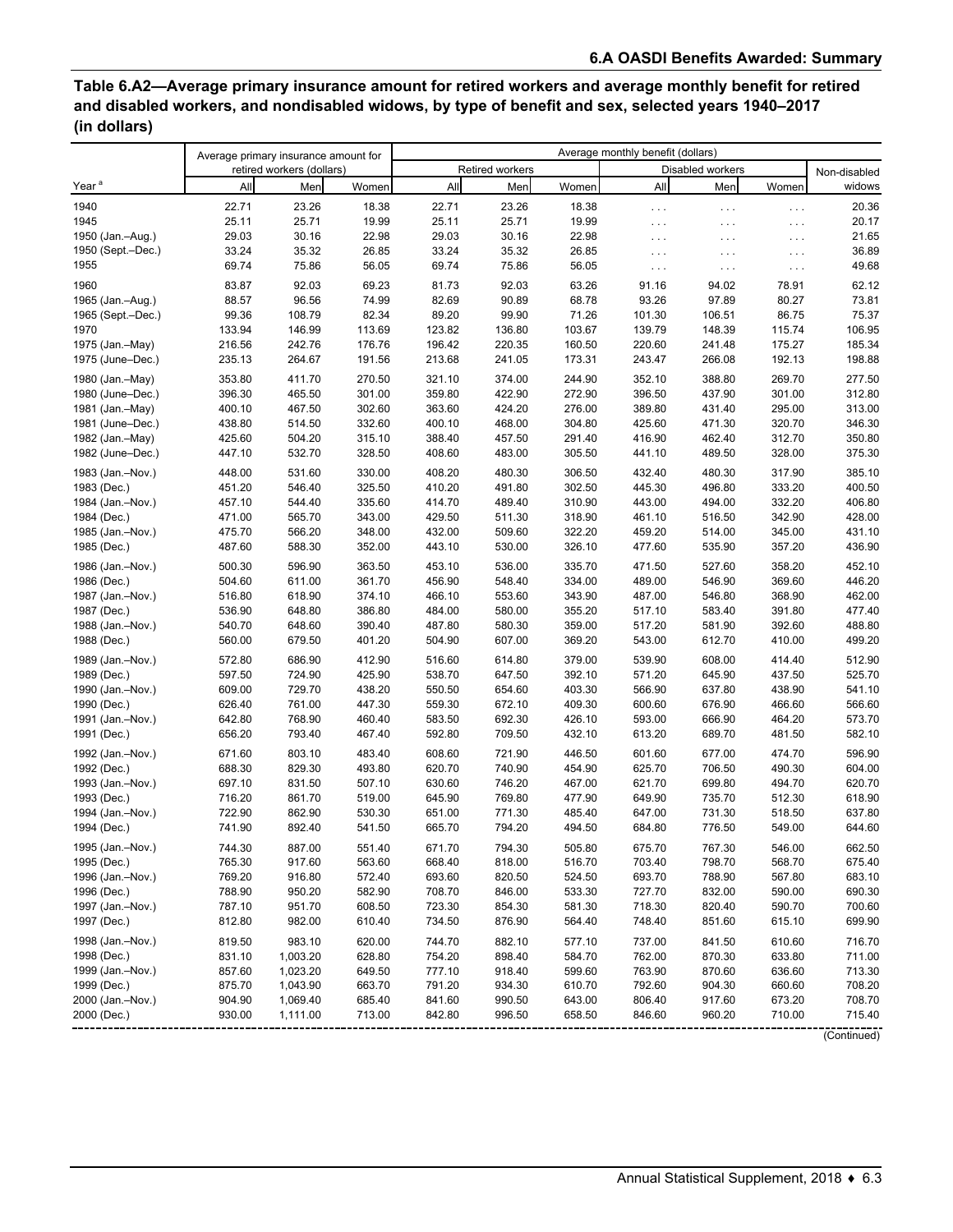# Table 6.A2—Average primary insurance amount for retired workers and average monthly benefit for retired and disabled workers, and nondisabled widows, by type of benefit and sex, selected years 1940–2017 (in dollars)

| Year [a] | Average primary insurance amount for retired workers (dollars) | | | Average monthly benefit (dollars) | | | | | | |
|---|---|---|---|---|---|---|---|---|---|---|
| | | | | Retired workers | | | Disabled workers | | | Non-disabled widows |
| | All | Men | Women | All | Men | Women | All | Men | Women | |
| 1940 | 22.71 | 23.26 | 18.38 | 22.71 | 23.26 | 18.38 | . . . | . . . | . . . | 20.36 |
| 1945 | 25.11 | 25.71 | 19.99 | 25.11 | 25.71 | 19.99 | . . . | . . . | . . . | 20.17 |
| 1950 (Jan.–Aug.) | 29.03 | 30.16 | 22.98 | 29.03 | 30.16 | 22.98 | . . . | . . . | . . . | 21.65 |
| 1950 (Sept.–Dec.) | 33.24 | 35.32 | 26.85 | 33.24 | 35.32 | 26.85 | . . . | . . . | . . . | 36.89 |
| 1955 | 69.74 | 75.86 | 56.05 | 69.74 | 75.86 | 56.05 | . . . | . . . | . . . | 49.68 |
| 1960 | 83.87 | 92.03 | 69.23 | 81.73 | 92.03 | 63.26 | 91.16 | 94.02 | 78.91 | 62.12 |
| 1965 (Jan.–Aug.) | 88.57 | 96.56 | 74.99 | 82.69 | 90.89 | 68.78 | 93.26 | 97.89 | 80.27 | 73.81 |
| 1965 (Sept.–Dec.) | 99.36 | 108.79 | 82.34 | 89.20 | 99.90 | 71.26 | 101.30 | 106.51 | 86.75 | 75.37 |
| 1970 | 133.94 | 146.99 | 113.69 | 123.82 | 136.80 | 103.67 | 139.79 | 148.39 | 115.74 | 106.95 |
| 1975 (Jan.–May) | 216.56 | 242.76 | 176.76 | 196.42 | 220.35 | 160.50 | 220.60 | 241.48 | 175.27 | 185.34 |
| 1975 (June–Dec.) | 235.13 | 264.67 | 191.56 | 213.68 | 241.05 | 173.31 | 243.47 | 266.08 | 192.13 | 198.88 |
| 1980 (Jan.–May) | 353.80 | 411.70 | 270.50 | 321.10 | 374.00 | 244.90 | 352.10 | 388.80 | 269.70 | 277.50 |
| 1980 (June–Dec.) | 396.30 | 465.50 | 301.00 | 359.80 | 422.90 | 272.90 | 396.50 | 437.90 | 301.00 | 312.80 |
| 1981 (Jan.–May) | 400.10 | 467.50 | 302.60 | 363.60 | 424.20 | 276.00 | 389.80 | 431.40 | 295.00 | 313.00 |
| 1981 (June–Dec.) | 438.80 | 514.50 | 332.60 | 400.10 | 468.00 | 304.80 | 425.60 | 471.30 | 320.70 | 346.30 |
| 1982 (Jan.–May) | 425.60 | 504.20 | 315.10 | 388.40 | 457.50 | 291.40 | 416.90 | 462.40 | 312.70 | 350.80 |
| 1982 (June–Dec.) | 447.10 | 532.70 | 328.50 | 408.60 | 483.00 | 305.50 | 441.10 | 489.50 | 328.00 | 375.30 |
| 1983 (Jan.–Nov.) | 448.00 | 531.60 | 330.00 | 408.20 | 480.30 | 306.50 | 432.40 | 480.30 | 317.90 | 385.10 |
| 1983 (Dec.) | 451.20 | 546.40 | 325.50 | 410.20 | 491.80 | 302.50 | 445.30 | 496.80 | 333.20 | 400.50 |
| 1984 (Jan.–Nov.) | 457.10 | 544.40 | 335.60 | 414.70 | 489.40 | 310.90 | 443.00 | 494.00 | 332.20 | 406.80 |
| 1984 (Dec.) | 471.00 | 565.70 | 343.00 | 429.50 | 511.30 | 318.90 | 461.10 | 516.50 | 342.90 | 428.00 |
| 1985 (Jan.–Nov.) | 475.70 | 566.20 | 348.00 | 432.00 | 509.60 | 322.20 | 459.20 | 514.00 | 345.00 | 431.10 |
| 1985 (Dec.) | 487.60 | 588.30 | 352.00 | 443.10 | 530.00 | 326.10 | 477.60 | 535.90 | 357.20 | 436.90 |
| 1986 (Jan.–Nov.) | 500.30 | 596.90 | 363.50 | 453.10 | 536.00 | 335.70 | 471.50 | 527.60 | 358.20 | 452.10 |
| 1986 (Dec.) | 504.60 | 611.00 | 361.70 | 456.90 | 548.40 | 334.00 | 489.00 | 546.90 | 369.60 | 446.20 |
| 1987 (Jan.–Nov.) | 516.80 | 618.90 | 374.10 | 466.10 | 553.60 | 343.90 | 487.00 | 546.80 | 368.90 | 462.00 |
| 1987 (Dec.) | 536.90 | 648.80 | 386.80 | 484.00 | 580.00 | 355.20 | 517.10 | 583.40 | 391.80 | 477.40 |
| 1988 (Jan.–Nov.) | 540.70 | 648.60 | 390.40 | 487.80 | 580.30 | 359.00 | 517.20 | 581.90 | 392.60 | 488.80 |
| 1988 (Dec.) | 560.00 | 679.50 | 401.20 | 504.90 | 607.00 | 369.20 | 543.00 | 612.70 | 410.00 | 499.20 |
| 1989 (Jan.–Nov.) | 572.80 | 686.90 | 412.90 | 516.60 | 614.80 | 379.00 | 539.90 | 608.00 | 414.40 | 512.90 |
| 1989 (Dec.) | 597.50 | 724.90 | 425.90 | 538.70 | 647.50 | 392.10 | 571.20 | 645.90 | 437.50 | 525.70 |
| 1990 (Jan.–Nov.) | 609.00 | 729.70 | 438.20 | 550.50 | 654.60 | 403.30 | 566.90 | 637.80 | 438.90 | 541.10 |
| 1990 (Dec.) | 626.40 | 761.00 | 447.30 | 559.30 | 672.10 | 409.30 | 600.60 | 676.90 | 466.60 | 566.60 |
| 1991 (Jan.–Nov.) | 642.80 | 768.90 | 460.40 | 583.50 | 692.30 | 426.10 | 593.00 | 666.90 | 464.20 | 573.70 |
| 1991 (Dec.) | 656.20 | 793.40 | 467.40 | 592.80 | 709.50 | 432.10 | 613.20 | 689.70 | 481.50 | 582.10 |
| 1992 (Jan.–Nov.) | 671.60 | 803.10 | 483.40 | 608.60 | 721.90 | 446.50 | 601.60 | 677.00 | 474.70 | 596.90 |
| 1992 (Dec.) | 688.30 | 829.30 | 493.80 | 620.70 | 740.90 | 454.90 | 625.70 | 706.50 | 490.30 | 604.00 |
| 1993 (Jan.–Nov.) | 697.10 | 831.50 | 507.10 | 630.60 | 746.20 | 467.00 | 621.70 | 699.80 | 494.70 | 620.70 |
| 1993 (Dec.) | 716.20 | 861.70 | 519.00 | 645.90 | 769.80 | 477.90 | 649.90 | 735.70 | 512.30 | 618.90 |
| 1994 (Jan.–Nov.) | 722.90 | 862.90 | 530.30 | 651.00 | 771.30 | 485.40 | 647.00 | 731.30 | 518.50 | 637.80 |
| 1994 (Dec.) | 741.90 | 892.40 | 541.50 | 665.70 | 794.20 | 494.50 | 684.80 | 776.50 | 549.00 | 644.60 |
| 1995 (Jan.–Nov.) | 744.30 | 887.00 | 551.40 | 671.70 | 794.30 | 505.80 | 675.70 | 767.30 | 546.00 | 662.50 |
| 1995 (Dec.) | 765.30 | 917.60 | 563.60 | 668.40 | 818.00 | 516.70 | 703.40 | 798.70 | 568.70 | 675.40 |
| 1996 (Jan.–Nov.) | 769.20 | 916.80 | 572.40 | 693.60 | 820.50 | 524.50 | 693.70 | 788.90 | 567.80 | 683.10 |
| 1996 (Dec.) | 788.90 | 950.20 | 582.90 | 708.70 | 846.00 | 533.30 | 727.70 | 832.00 | 590.00 | 690.30 |
| 1997 (Jan.–Nov.) | 787.10 | 951.70 | 608.50 | 723.30 | 854.30 | 581.30 | 718.30 | 820.40 | 590.70 | 700.60 |
| 1997 (Dec.) | 812.80 | 982.00 | 610.40 | 734.50 | 876.90 | 564.40 | 748.40 | 851.60 | 615.10 | 699.90 |
| 1998 (Jan.–Nov.) | 819.50 | 983.10 | 620.00 | 744.70 | 882.10 | 577.10 | 737.00 | 841.50 | 610.60 | 716.70 |
| 1998 (Dec.) | 831.10 | 1,003.20 | 628.80 | 754.20 | 898.40 | 584.70 | 762.00 | 870.30 | 633.80 | 711.00 |
| 1999 (Jan.–Nov.) | 857.60 | 1,023.20 | 649.50 | 777.10 | 918.40 | 599.60 | 763.90 | 870.60 | 636.60 | 713.30 |
| 1999 (Dec.) | 875.70 | 1,043.90 | 663.70 | 791.20 | 934.30 | 610.70 | 792.60 | 904.30 | 660.60 | 708.20 |
| 2000 (Jan.–Nov.) | 904.90 | 1,069.40 | 685.40 | 841.60 | 990.50 | 643.00 | 806.40 | 917.60 | 673.20 | 708.70 |
| 2000 (Dec.) | 930.00 | 1,111.00 | 713.00 | 842.80 | 996.50 | 658.50 | 846.60 | 960.20 | 710.00 | 715.40 |

(Continued)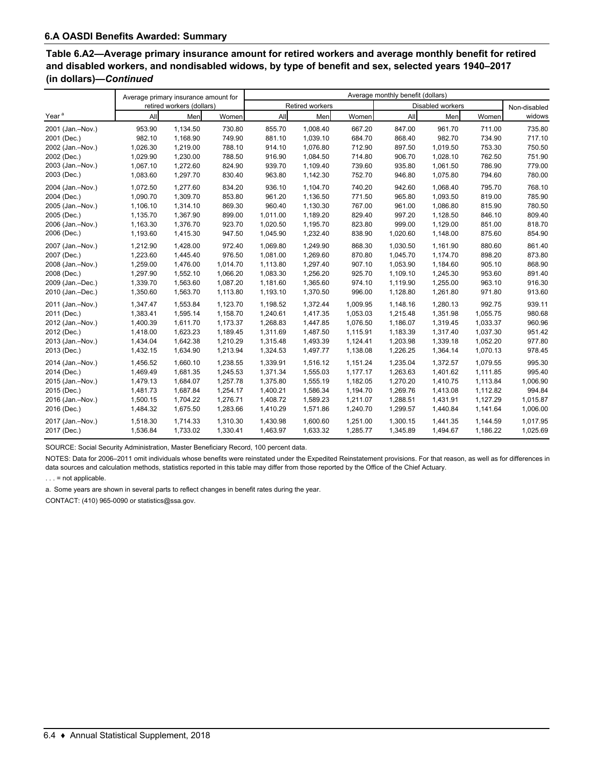### 6.A OASDI Benefits Awarded: Summary

**Table 6.A2—Average primary insurance amount for retired workers and average monthly benefit for retired and disabled workers, and nondisabled widows, by type of benefit and sex, selected years 1940–2017 (in dollars)—*Continued***

| Year [a] | Average primary insurance amount for retired workers (dollars) | | | Average monthly benefit (dollars) | | | | | | |
|---|---|---|---|---|---|---|---|---|---|---|
| | | | | Retired workers | | | Disabled workers | | | Non-disabled widows |
| | All | Men | Women | All | Men | Women | All | Men | Women | |
| 2001 (Jan.–Nov.) | 953.90 | 1,134.50 | 730.80 | 855.70 | 1,008.40 | 667.20 | 847.00 | 961.70 | 711.00 | 735.80 |
| 2001 (Dec.) | 982.10 | 1,168.90 | 749.90 | 881.10 | 1,039.10 | 684.70 | 868.40 | 982.70 | 734.90 | 717.10 |
| 2002 (Jan.–Nov.) | 1,026.30 | 1,219.00 | 788.10 | 914.10 | 1,076.80 | 712.90 | 897.50 | 1,019.50 | 753.30 | 750.50 |
| 2002 (Dec.) | 1,029.90 | 1,230.00 | 788.50 | 916.90 | 1,084.50 | 714.80 | 906.70 | 1,028.10 | 762.50 | 751.90 |
| 2003 (Jan.–Nov.) | 1,067.10 | 1,272.60 | 824.90 | 939.70 | 1,109.40 | 739.60 | 935.80 | 1,061.50 | 786.90 | 779.00 |
| 2003 (Dec.) | 1,083.60 | 1,297.70 | 830.40 | 963.80 | 1,142.30 | 752.70 | 946.80 | 1,075.80 | 794.60 | 780.00 |
| 2004 (Jan.–Nov.) | 1,072.50 | 1,277.60 | 834.20 | 936.10 | 1,104.70 | 740.20 | 942.60 | 1,068.40 | 795.70 | 768.10 |
| 2004 (Dec.) | 1,090.70 | 1,309.70 | 853.80 | 961.20 | 1,136.50 | 771.50 | 965.80 | 1,093.50 | 819.00 | 785.90 |
| 2005 (Jan.–Nov.) | 1,106.10 | 1,314.10 | 869.30 | 960.40 | 1,130.30 | 767.00 | 961.00 | 1,086.80 | 815.90 | 780.50 |
| 2005 (Dec.) | 1,135.70 | 1,367.90 | 899.00 | 1,011.00 | 1,189.20 | 829.40 | 997.20 | 1,128.50 | 846.10 | 809.40 |
| 2006 (Jan.–Nov.) | 1,163.30 | 1,376.70 | 923.70 | 1,020.50 | 1,195.70 | 823.80 | 999.00 | 1,129.00 | 851.00 | 818.70 |
| 2006 (Dec.) | 1,193.60 | 1,415.30 | 947.50 | 1,045.90 | 1,232.40 | 838.90 | 1,020.60 | 1,148.00 | 875.60 | 854.90 |
| 2007 (Jan.–Nov.) | 1,212.90 | 1,428.00 | 972.40 | 1,069.80 | 1,249.90 | 868.30 | 1,030.50 | 1,161.90 | 880.60 | 861.40 |
| 2007 (Dec.) | 1,223.60 | 1,445.40 | 976.50 | 1,081.00 | 1,269.60 | 870.80 | 1,045.70 | 1,174.70 | 898.20 | 873.80 |
| 2008 (Jan.–Nov.) | 1,259.00 | 1,476.00 | 1,014.70 | 1,113.80 | 1,297.40 | 907.10 | 1,053.90 | 1,184.60 | 905.10 | 868.90 |
| 2008 (Dec.) | 1,297.90 | 1,552.10 | 1,066.20 | 1,083.30 | 1,256.20 | 925.70 | 1,109.10 | 1,245.30 | 953.60 | 891.40 |
| 2009 (Jan.–Dec.) | 1,339.70 | 1,563.60 | 1,087.20 | 1,181.60 | 1,365.60 | 974.10 | 1,119.90 | 1,255.00 | 963.10 | 916.30 |
| 2010 (Jan.–Dec.) | 1,350.60 | 1,563.70 | 1,113.80 | 1,193.10 | 1,370.50 | 996.00 | 1,128.80 | 1,261.80 | 971.80 | 913.60 |
| 2011 (Jan.–Nov.) | 1,347.47 | 1,553.84 | 1,123.70 | 1,198.52 | 1,372.44 | 1,009.95 | 1,148.16 | 1,280.13 | 992.75 | 939.11 |
| 2011 (Dec.) | 1,383.41 | 1,595.14 | 1,158.70 | 1,240.61 | 1,417.35 | 1,053.03 | 1,215.48 | 1,351.98 | 1,055.75 | 980.68 |
| 2012 (Jan.–Nov.) | 1,400.39 | 1,611.70 | 1,173.37 | 1,268.83 | 1,447.85 | 1,076.50 | 1,186.07 | 1,319.45 | 1,033.37 | 960.96 |
| 2012 (Dec.) | 1,418.00 | 1,623.23 | 1,189.45 | 1,311.69 | 1,487.50 | 1,115.91 | 1,183.39 | 1,317.40 | 1,037.30 | 951.42 |
| 2013 (Jan.–Nov.) | 1,434.04 | 1,642.38 | 1,210.29 | 1,315.48 | 1,493.39 | 1,124.41 | 1,203.98 | 1,339.18 | 1,052.20 | 977.80 |
| 2013 (Dec.) | 1,432.15 | 1,634.90 | 1,213.94 | 1,324.53 | 1,497.77 | 1,138.08 | 1,226.25 | 1,364.14 | 1,070.13 | 978.45 |
| 2014 (Jan.–Nov.) | 1,456.52 | 1,660.10 | 1,238.55 | 1,339.91 | 1,516.12 | 1,151.24 | 1,235.04 | 1,372.57 | 1,079.55 | 995.30 |
| 2014 (Dec.) | 1,469.49 | 1,681.35 | 1,245.53 | 1,371.34 | 1,555.03 | 1,177.17 | 1,263.63 | 1,401.62 | 1,111.85 | 995.40 |
| 2015 (Jan.–Nov.) | 1,479.13 | 1,684.07 | 1,257.78 | 1,375.80 | 1,555.19 | 1,182.05 | 1,270.20 | 1,410.75 | 1,113.84 | 1,006.90 |
| 2015 (Dec.) | 1,481.73 | 1,687.84 | 1,254.17 | 1,400.21 | 1,586.34 | 1,194.70 | 1,269.76 | 1,413.08 | 1,112.82 | 994.84 |
| 2016 (Jan.–Nov.) | 1,500.15 | 1,704.22 | 1,276.71 | 1,408.72 | 1,589.23 | 1,211.07 | 1,288.51 | 1,431.91 | 1,127.29 | 1,015.87 |
| 2016 (Dec.) | 1,484.32 | 1,675.50 | 1,283.66 | 1,410.29 | 1,571.86 | 1,240.70 | 1,299.57 | 1,440.84 | 1,141.64 | 1,006.00 |
| 2017 (Jan.–Nov.) | 1,518.30 | 1,714.33 | 1,310.30 | 1,430.98 | 1,600.60 | 1,251.00 | 1,300.15 | 1,441.35 | 1,144.59 | 1,017.95 |
| 2017 (Dec.) | 1,536.84 | 1,733.02 | 1,330.41 | 1,463.97 | 1,633.32 | 1,285.77 | 1,345.89 | 1,494.67 | 1,186.22 | 1,025.69 |

SOURCE: Social Security Administration, Master Beneficiary Record, 100 percent data.

NOTES: Data for 2006–2011 omit individuals whose benefits were reinstated under the Expedited Reinstatement provisions. For that reason, as well as for differences in data sources and calculation methods, statistics reported in this table may differ from those reported by the Office of the Chief Actuary.

. . . = not applicable.

a. Some years are shown in several parts to reflect changes in benefit rates during the year.

CONTACT: (410) 965-0090 or statistics@ssa.gov.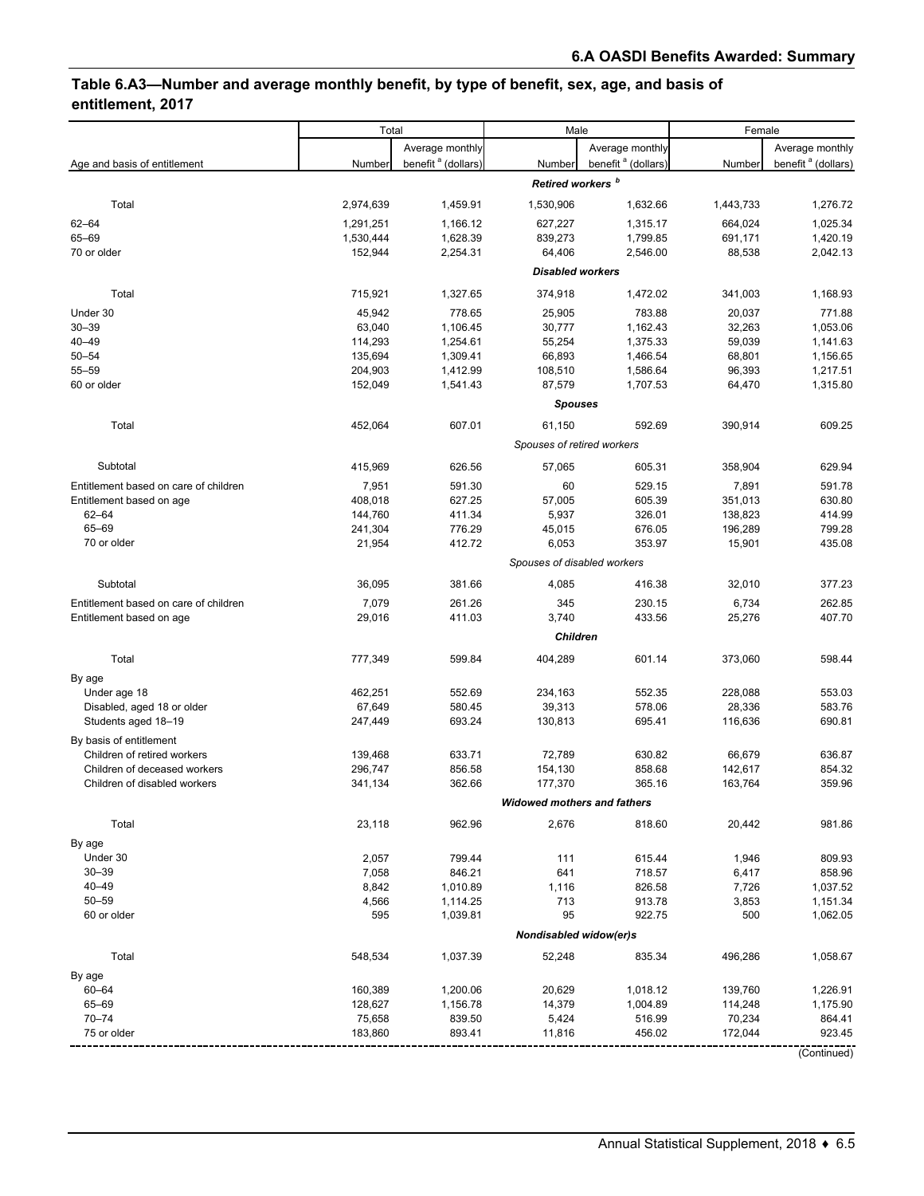## Table 6.A3—Number and average monthly benefit, by type of benefit, sex, age, and basis of entitlement, 2017

| Age and basis of entitlement | Total | | Male | | Female | |
|---|---|---|---|---|---|---|
| | Number | Average monthly benefit [a] (dollars) | Number | Average monthly benefit [a] (dollars) | Number | Average monthly benefit [a] (dollars) |
| | | | ***Retired workers*** [b] | | | |
| Total | 2,974,639 | 1,459.91 | 1,530,906 | 1,632.66 | 1,443,733 | 1,276.72 |
| 62–64 | 1,291,251 | 1,166.12 | 627,227 | 1,315.17 | 664,024 | 1,025.34 |
| 65–69 | 1,530,444 | 1,628.39 | 839,273 | 1,799.85 | 691,171 | 1,420.19 |
| 70 or older | 152,944 | 2,254.31 | 64,406 | 2,546.00 | 88,538 | 2,042.13 |
| | | | ***Disabled workers*** | | | |
| Total | 715,921 | 1,327.65 | 374,918 | 1,472.02 | 341,003 | 1,168.93 |
| Under 30 | 45,942 | 778.65 | 25,905 | 783.88 | 20,037 | 771.88 |
| 30–39 | 63,040 | 1,106.45 | 30,777 | 1,162.43 | 32,263 | 1,053.06 |
| 40–49 | 114,293 | 1,254.61 | 55,254 | 1,375.33 | 59,039 | 1,141.63 |
| 50–54 | 135,694 | 1,309.41 | 66,893 | 1,466.54 | 68,801 | 1,156.65 |
| 55–59 | 204,903 | 1,412.99 | 108,510 | 1,586.64 | 96,393 | 1,217.51 |
| 60 or older | 152,049 | 1,541.43 | 87,579 | 1,707.53 | 64,470 | 1,315.80 |
| | | | ***Spouses*** | | | |
| Total | 452,064 | 607.01 | 61,150 | 592.69 | 390,914 | 609.25 |
| | | | *Spouses of retired workers* | | | |
| Subtotal | 415,969 | 626.56 | 57,065 | 605.31 | 358,904 | 629.94 |
| Entitlement based on care of children | 7,951 | 591.30 | 60 | 529.15 | 7,891 | 591.78 |
| Entitlement based on age | 408,018 | 627.25 | 57,005 | 605.39 | 351,013 | 630.80 |
| 62–64 | 144,760 | 411.34 | 5,937 | 326.01 | 138,823 | 414.99 |
| 65–69 | 241,304 | 776.29 | 45,015 | 676.05 | 196,289 | 799.28 |
| 70 or older | 21,954 | 412.72 | 6,053 | 353.97 | 15,901 | 435.08 |
| | | | *Spouses of disabled workers* | | | |
| Subtotal | 36,095 | 381.66 | 4,085 | 416.38 | 32,010 | 377.23 |
| Entitlement based on care of children | 7,079 | 261.26 | 345 | 230.15 | 6,734 | 262.85 |
| Entitlement based on age | 29,016 | 411.03 | 3,740 | 433.56 | 25,276 | 407.70 |
| | | | ***Children*** | | | |
| Total | 777,349 | 599.84 | 404,289 | 601.14 | 373,060 | 598.44 |
| By age | | | | | | |
| Under age 18 | 462,251 | 552.69 | 234,163 | 552.35 | 228,088 | 553.03 |
| Disabled, aged 18 or older | 67,649 | 580.45 | 39,313 | 578.06 | 28,336 | 583.76 |
| Students aged 18–19 | 247,449 | 693.24 | 130,813 | 695.41 | 116,636 | 690.81 |
| By basis of entitlement | | | | | | |
| Children of retired workers | 139,468 | 633.71 | 72,789 | 630.82 | 66,679 | 636.87 |
| Children of deceased workers | 296,747 | 856.58 | 154,130 | 858.68 | 142,617 | 854.32 |
| Children of disabled workers | 341,134 | 362.66 | 177,370 | 365.16 | 163,764 | 359.96 |
| | | | ***Widowed mothers and fathers*** | | | |
| Total | 23,118 | 962.96 | 2,676 | 818.60 | 20,442 | 981.86 |
| By age | | | | | | |
| Under 30 | 2,057 | 799.44 | 111 | 615.44 | 1,946 | 809.93 |
| 30–39 | 7,058 | 846.21 | 641 | 718.57 | 6,417 | 858.96 |
| 40–49 | 8,842 | 1,010.89 | 1,116 | 826.58 | 7,726 | 1,037.52 |
| 50–59 | 4,566 | 1,114.25 | 713 | 913.78 | 3,853 | 1,151.34 |
| 60 or older | 595 | 1,039.81 | 95 | 922.75 | 500 | 1,062.05 |
| | | | ***Nondisabled widow(er)s*** | | | |
| Total | 548,534 | 1,037.39 | 52,248 | 835.34 | 496,286 | 1,058.67 |
| By age | | | | | | |
| 60–64 | 160,389 | 1,200.06 | 20,629 | 1,018.12 | 139,760 | 1,226.91 |
| 65–69 | 128,627 | 1,156.78 | 14,379 | 1,004.89 | 114,248 | 1,175.90 |
| 70–74 | 75,658 | 839.50 | 5,424 | 516.99 | 70,234 | 864.41 |
| 75 or older | 183,860 | 893.41 | 11,816 | 456.02 | 172,044 | 923.45 |

(Continued)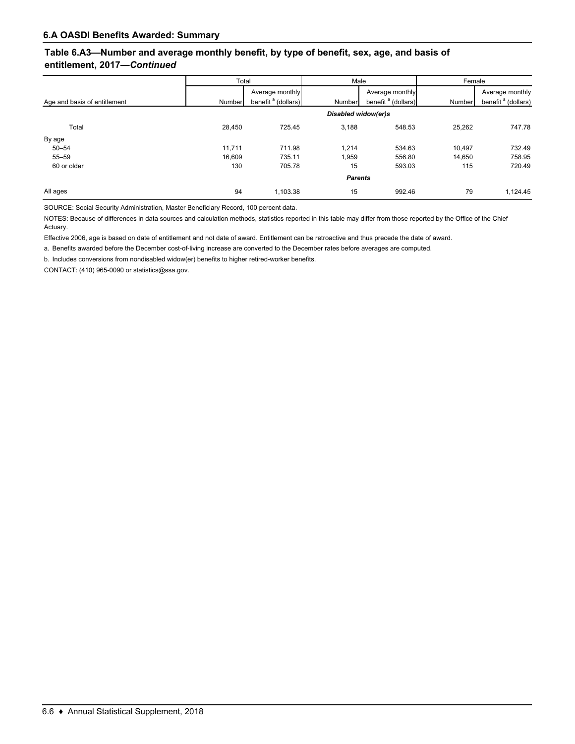## 6.A OASDI Benefits Awarded: Summary

### Table 6.A3—Number and average monthly benefit, by type of benefit, sex, age, and basis of entitlement, 2017—*Continued*

| Age and basis of entitlement | Total | | Male | | Female | |
|---|---|---|---|---|---|---|
| | Number | Average monthly benefit [a] (dollars) | Number | Average monthly benefit [a] (dollars) | Number | Average monthly benefit [a] (dollars) |
| | | | ***Disabled widow(er)s*** | | | |
| Total | 28,450 | 725.45 | 3,188 | 548.53 | 25,262 | 747.78 |
| By age | | | | | | |
| 50–54 | 11,711 | 711.98 | 1,214 | 534.63 | 10,497 | 732.49 |
| 55–59 | 16,609 | 735.11 | 1,959 | 556.80 | 14,650 | 758.95 |
| 60 or older | 130 | 705.78 | 15 | 593.03 | 115 | 720.49 |
| | | | ***Parents*** | | | |
| All ages | 94 | 1,103.38 | 15 | 992.46 | 79 | 1,124.45 |

SOURCE: Social Security Administration, Master Beneficiary Record, 100 percent data.

NOTES: Because of differences in data sources and calculation methods, statistics reported in this table may differ from those reported by the Office of the Chief Actuary.

Effective 2006, age is based on date of entitlement and not date of award. Entitlement can be retroactive and thus precede the date of award.

a. Benefits awarded before the December cost-of-living increase are converted to the December rates before averages are computed.

b. Includes conversions from nondisabled widow(er) benefits to higher retired-worker benefits.

CONTACT: (410) 965-0090 or statistics@ssa.gov.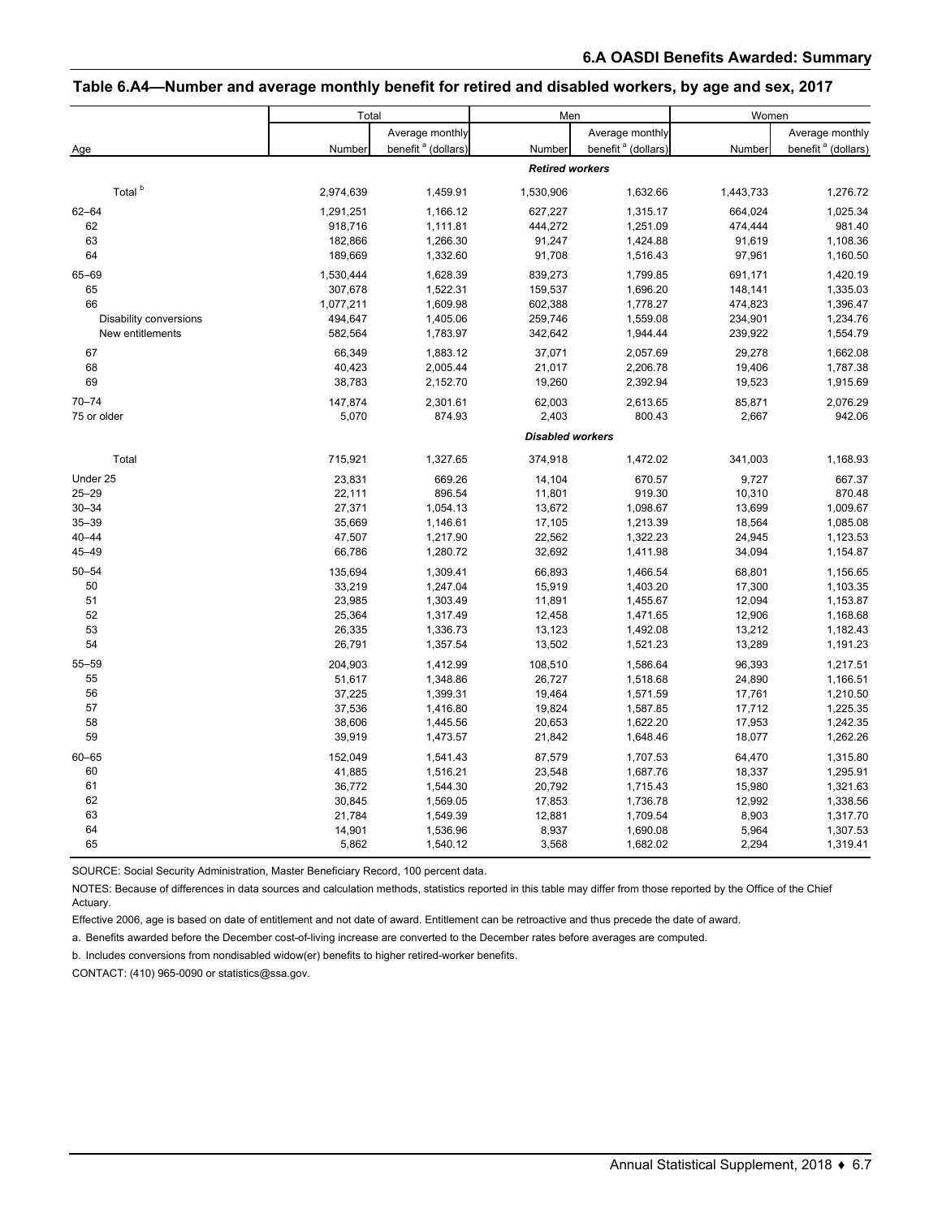### Table 6.A4—Number and average monthly benefit for retired and disabled workers, by age and sex, 2017

| Age | Total | | Men | | Women | |
|---|---|---|---|---|---|---|
| | Number | Average monthly benefit [a] (dollars) | Number | Average monthly benefit [a] (dollars) | Number | Average monthly benefit [a] (dollars) |
| ***Retired workers*** | | | | | | |
| Total [b] | 2,974,639 | 1,459.91 | 1,530,906 | 1,632.66 | 1,443,733 | 1,276.72 |
| 62–64 | 1,291,251 | 1,166.12 | 627,227 | 1,315.17 | 664,024 | 1,025.34 |
| 62 | 918,716 | 1,111.81 | 444,272 | 1,251.09 | 474,444 | 981.40 |
| 63 | 182,866 | 1,266.30 | 91,247 | 1,424.88 | 91,619 | 1,108.36 |
| 64 | 189,669 | 1,332.60 | 91,708 | 1,516.43 | 97,961 | 1,160.50 |
| 65–69 | 1,530,444 | 1,628.39 | 839,273 | 1,799.85 | 691,171 | 1,420.19 |
| 65 | 307,678 | 1,522.31 | 159,537 | 1,696.20 | 148,141 | 1,335.03 |
| 66 | 1,077,211 | 1,609.98 | 602,388 | 1,778.27 | 474,823 | 1,396.47 |
| Disability conversions | 494,647 | 1,405.06 | 259,746 | 1,559.08 | 234,901 | 1,234.76 |
| New entitlements | 582,564 | 1,783.97 | 342,642 | 1,944.44 | 239,922 | 1,554.79 |
| 67 | 66,349 | 1,883.12 | 37,071 | 2,057.69 | 29,278 | 1,662.08 |
| 68 | 40,423 | 2,005.44 | 21,017 | 2,206.78 | 19,406 | 1,787.38 |
| 69 | 38,783 | 2,152.70 | 19,260 | 2,392.94 | 19,523 | 1,915.69 |
| 70–74 | 147,874 | 2,301.61 | 62,003 | 2,613.65 | 85,871 | 2,076.29 |
| 75 or older | 5,070 | 874.93 | 2,403 | 800.43 | 2,667 | 942.06 |
| ***Disabled workers*** | | | | | | |
| Total | 715,921 | 1,327.65 | 374,918 | 1,472.02 | 341,003 | 1,168.93 |
| Under 25 | 23,831 | 669.26 | 14,104 | 670.57 | 9,727 | 667.37 |
| 25–29 | 22,111 | 896.54 | 11,801 | 919.30 | 10,310 | 870.48 |
| 30–34 | 27,371 | 1,054.13 | 13,672 | 1,098.67 | 13,699 | 1,009.67 |
| 35–39 | 35,669 | 1,146.61 | 17,105 | 1,213.39 | 18,564 | 1,085.08 |
| 40–44 | 47,507 | 1,217.90 | 22,562 | 1,322.23 | 24,945 | 1,123.53 |
| 45–49 | 66,786 | 1,280.72 | 32,692 | 1,411.98 | 34,094 | 1,154.87 |
| 50–54 | 135,694 | 1,309.41 | 66,893 | 1,466.54 | 68,801 | 1,156.65 |
| 50 | 33,219 | 1,247.04 | 15,919 | 1,403.20 | 17,300 | 1,103.35 |
| 51 | 23,985 | 1,303.49 | 11,891 | 1,455.67 | 12,094 | 1,153.87 |
| 52 | 25,364 | 1,317.49 | 12,458 | 1,471.65 | 12,906 | 1,168.68 |
| 53 | 26,335 | 1,336.73 | 13,123 | 1,492.08 | 13,212 | 1,182.43 |
| 54 | 26,791 | 1,357.54 | 13,502 | 1,521.23 | 13,289 | 1,191.23 |
| 55–59 | 204,903 | 1,412.99 | 108,510 | 1,586.64 | 96,393 | 1,217.51 |
| 55 | 51,617 | 1,348.86 | 26,727 | 1,518.68 | 24,890 | 1,166.51 |
| 56 | 37,225 | 1,399.31 | 19,464 | 1,571.59 | 17,761 | 1,210.50 |
| 57 | 37,536 | 1,416.80 | 19,824 | 1,587.85 | 17,712 | 1,225.35 |
| 58 | 38,606 | 1,445.56 | 20,653 | 1,622.20 | 17,953 | 1,242.35 |
| 59 | 39,919 | 1,473.57 | 21,842 | 1,648.46 | 18,077 | 1,262.26 |
| 60–65 | 152,049 | 1,541.43 | 87,579 | 1,707.53 | 64,470 | 1,315.80 |
| 60 | 41,885 | 1,516.21 | 23,548 | 1,687.76 | 18,337 | 1,295.91 |
| 61 | 36,772 | 1,544.30 | 20,792 | 1,715.43 | 15,980 | 1,321.63 |
| 62 | 30,845 | 1,569.05 | 17,853 | 1,736.78 | 12,992 | 1,338.56 |
| 63 | 21,784 | 1,549.39 | 12,881 | 1,709.54 | 8,903 | 1,317.70 |
| 64 | 14,901 | 1,536.96 | 8,937 | 1,690.08 | 5,964 | 1,307.53 |
| 65 | 5,862 | 1,540.12 | 3,568 | 1,682.02 | 2,294 | 1,319.41 |

SOURCE: Social Security Administration, Master Beneficiary Record, 100 percent data.

NOTES: Because of differences in data sources and calculation methods, statistics reported in this table may differ from those reported by the Office of the Chief Actuary.

Effective 2006, age is based on date of entitlement and not date of award. Entitlement can be retroactive and thus precede the date of award.

a. Benefits awarded before the December cost-of-living increase are converted to the December rates before averages are computed.

b. Includes conversions from nondisabled widow(er) benefits to higher retired-worker benefits.

CONTACT: (410) 965-0090 or statistics@ssa.gov.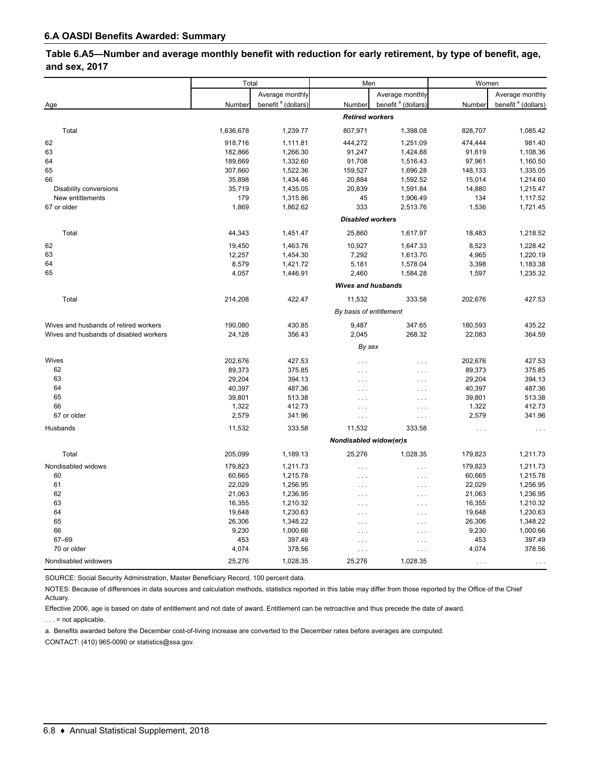## 6.A OASDI Benefits Awarded: Summary

### Table 6.A5—Number and average monthly benefit with reduction for early retirement, by type of benefit, age, and sex, 2017

| Age | Total | | Men | | Women | |
|---|---|---|---|---|---|---|
| | Number | Average monthly benefit [a] (dollars) | Number | Average monthly benefit [a] (dollars) | Number | Average monthly benefit [a] (dollars) |
| ***Retired workers*** | | | | | | |
| Total | 1,636,678 | 1,239.77 | 807,971 | 1,398.08 | 828,707 | 1,085.42 |
| 62 | 918,716 | 1,111.81 | 444,272 | 1,251.09 | 474,444 | 981.40 |
| 63 | 182,866 | 1,266.30 | 91,247 | 1,424.88 | 91,619 | 1,108.36 |
| 64 | 189,669 | 1,332.60 | 91,708 | 1,516.43 | 97,961 | 1,160.50 |
| 65 | 307,660 | 1,522.36 | 159,527 | 1,696.28 | 148,133 | 1,335.05 |
| 66 | 35,898 | 1,434.46 | 20,884 | 1,592.52 | 15,014 | 1,214.60 |
| Disability conversions | 35,719 | 1,435.05 | 20,839 | 1,591.84 | 14,880 | 1,215.47 |
| New entitlements | 179 | 1,315.86 | 45 | 1,906.49 | 134 | 1,117.52 |
| 67 or older | 1,869 | 1,862.62 | 333 | 2,513.76 | 1,536 | 1,721.45 |
| ***Disabled workers*** | | | | | | |
| Total | 44,343 | 1,451.47 | 25,860 | 1,617.97 | 18,483 | 1,218.52 |
| 62 | 19,450 | 1,463.76 | 10,927 | 1,647.33 | 8,523 | 1,228.42 |
| 63 | 12,257 | 1,454.30 | 7,292 | 1,613.70 | 4,965 | 1,220.19 |
| 64 | 8,579 | 1,421.72 | 5,181 | 1,578.04 | 3,398 | 1,183.38 |
| 65 | 4,057 | 1,446.91 | 2,460 | 1,584.28 | 1,597 | 1,235.32 |
| ***Wives and husbands*** | | | | | | |
| Total | 214,208 | 422.47 | 11,532 | 333.58 | 202,676 | 427.53 |
| *By basis of entitlement* | | | | | | |
| Wives and husbands of retired workers | 190,080 | 430.85 | 9,487 | 347.65 | 180,593 | 435.22 |
| Wives and husbands of disabled workers | 24,128 | 356.43 | 2,045 | 268.32 | 22,083 | 364.59 |
| *By sex* | | | | | | |
| Wives | 202,676 | 427.53 | . . . | . . . | 202,676 | 427.53 |
| 62 | 89,373 | 375.85 | . . . | . . . | 89,373 | 375.85 |
| 63 | 29,204 | 394.13 | . . . | . . . | 29,204 | 394.13 |
| 64 | 40,397 | 487.36 | . . . | . . . | 40,397 | 487.36 |
| 65 | 39,801 | 513.38 | . . . | . . . | 39,801 | 513.38 |
| 66 | 1,322 | 412.73 | . . . | . . . | 1,322 | 412.73 |
| 67 or older | 2,579 | 341.96 | . . . | . . . | 2,579 | 341.96 |
| Husbands | 11,532 | 333.58 | 11,532 | 333.58 | . . . | . . . |
| ***Nondisabled widow(er)s*** | | | | | | |
| Total | 205,099 | 1,189.13 | 25,276 | 1,028.35 | 179,823 | 1,211.73 |
| Nondisabled widows | 179,823 | 1,211.73 | . . . | . . . | 179,823 | 1,211.73 |
| 60 | 60,665 | 1,215.78 | . . . | . . . | 60,665 | 1,215.78 |
| 61 | 22,029 | 1,256.95 | . . . | . . . | 22,029 | 1,256.95 |
| 62 | 21,063 | 1,236.95 | . . . | . . . | 21,063 | 1,236.95 |
| 63 | 16,355 | 1,210.32 | . . . | . . . | 16,355 | 1,210.32 |
| 64 | 19,648 | 1,230.63 | . . . | . . . | 19,648 | 1,230.63 |
| 65 | 26,306 | 1,348.22 | . . . | . . . | 26,306 | 1,348.22 |
| 66 | 9,230 | 1,000.66 | . . . | . . . | 9,230 | 1,000.66 |
| 67–69 | 453 | 397.49 | . . . | . . . | 453 | 397.49 |
| 70 or older | 4,074 | 378.56 | . . . | . . . | 4,074 | 378.56 |
| Nondisabled widowers | 25,276 | 1,028.35 | 25,276 | 1,028.35 | . . . | . . . |

SOURCE: Social Security Administration, Master Beneficiary Record, 100 percent data.

NOTES: Because of differences in data sources and calculation methods, statistics reported in this table may differ from those reported by the Office of the Chief Actuary.

Effective 2006, age is based on date of entitlement and not date of award. Entitlement can be retroactive and thus precede the date of award.

. . . = not applicable.

a. Benefits awarded before the December cost-of-living increase are converted to the December rates before averages are computed.

CONTACT: (410) 965-0090 or statistics@ssa.gov.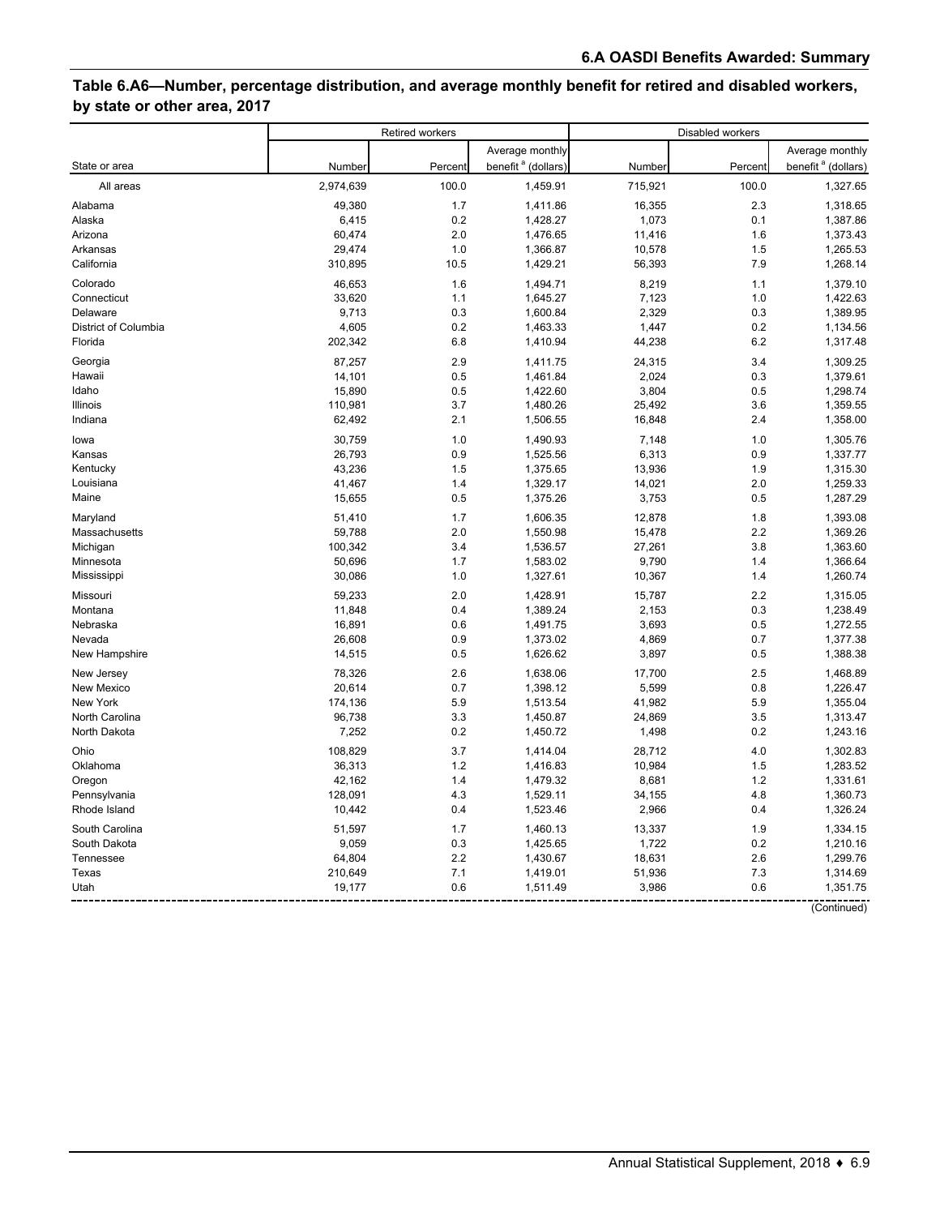## 6.A OASDI Benefits Awarded: Summary

### Table 6.A6—Number, percentage distribution, and average monthly benefit for retired and disabled workers, by state or other area, 2017

| State or area | Retired workers | | | Disabled workers | | |
|---|---|---|---|---|---|---|
| | Number | Percent | Average monthly benefit [a] (dollars) | Number | Percent | Average monthly benefit [a] (dollars) |
| All areas | 2,974,639 | 100.0 | 1,459.91 | 715,921 | 100.0 | 1,327.65 |
| Alabama | 49,380 | 1.7 | 1,411.86 | 16,355 | 2.3 | 1,318.65 |
| Alaska | 6,415 | 0.2 | 1,428.27 | 1,073 | 0.1 | 1,387.86 |
| Arizona | 60,474 | 2.0 | 1,476.65 | 11,416 | 1.6 | 1,373.43 |
| Arkansas | 29,474 | 1.0 | 1,366.87 | 10,578 | 1.5 | 1,265.53 |
| California | 310,895 | 10.5 | 1,429.21 | 56,393 | 7.9 | 1,268.14 |
| Colorado | 46,653 | 1.6 | 1,494.71 | 8,219 | 1.1 | 1,379.10 |
| Connecticut | 33,620 | 1.1 | 1,645.27 | 7,123 | 1.0 | 1,422.63 |
| Delaware | 9,713 | 0.3 | 1,600.84 | 2,329 | 0.3 | 1,389.95 |
| District of Columbia | 4,605 | 0.2 | 1,463.33 | 1,447 | 0.2 | 1,134.56 |
| Florida | 202,342 | 6.8 | 1,410.94 | 44,238 | 6.2 | 1,317.48 |
| Georgia | 87,257 | 2.9 | 1,411.75 | 24,315 | 3.4 | 1,309.25 |
| Hawaii | 14,101 | 0.5 | 1,461.84 | 2,024 | 0.3 | 1,379.61 |
| Idaho | 15,890 | 0.5 | 1,422.60 | 3,804 | 0.5 | 1,298.74 |
| Illinois | 110,981 | 3.7 | 1,480.26 | 25,492 | 3.6 | 1,359.55 |
| Indiana | 62,492 | 2.1 | 1,506.55 | 16,848 | 2.4 | 1,358.00 |
| Iowa | 30,759 | 1.0 | 1,490.93 | 7,148 | 1.0 | 1,305.76 |
| Kansas | 26,793 | 0.9 | 1,525.56 | 6,313 | 0.9 | 1,337.77 |
| Kentucky | 43,236 | 1.5 | 1,375.65 | 13,936 | 1.9 | 1,315.30 |
| Louisiana | 41,467 | 1.4 | 1,329.17 | 14,021 | 2.0 | 1,259.33 |
| Maine | 15,655 | 0.5 | 1,375.26 | 3,753 | 0.5 | 1,287.29 |
| Maryland | 51,410 | 1.7 | 1,606.35 | 12,878 | 1.8 | 1,393.08 |
| Massachusetts | 59,788 | 2.0 | 1,550.98 | 15,478 | 2.2 | 1,369.26 |
| Michigan | 100,342 | 3.4 | 1,536.57 | 27,261 | 3.8 | 1,363.60 |
| Minnesota | 50,696 | 1.7 | 1,583.02 | 9,790 | 1.4 | 1,366.64 |
| Mississippi | 30,086 | 1.0 | 1,327.61 | 10,367 | 1.4 | 1,260.74 |
| Missouri | 59,233 | 2.0 | 1,428.91 | 15,787 | 2.2 | 1,315.05 |
| Montana | 11,848 | 0.4 | 1,389.24 | 2,153 | 0.3 | 1,238.49 |
| Nebraska | 16,891 | 0.6 | 1,491.75 | 3,693 | 0.5 | 1,272.55 |
| Nevada | 26,608 | 0.9 | 1,373.02 | 4,869 | 0.7 | 1,377.38 |
| New Hampshire | 14,515 | 0.5 | 1,626.62 | 3,897 | 0.5 | 1,388.38 |
| New Jersey | 78,326 | 2.6 | 1,638.06 | 17,700 | 2.5 | 1,468.89 |
| New Mexico | 20,614 | 0.7 | 1,398.12 | 5,599 | 0.8 | 1,226.47 |
| New York | 174,136 | 5.9 | 1,513.54 | 41,982 | 5.9 | 1,355.04 |
| North Carolina | 96,738 | 3.3 | 1,450.87 | 24,869 | 3.5 | 1,313.47 |
| North Dakota | 7,252 | 0.2 | 1,450.72 | 1,498 | 0.2 | 1,243.16 |
| Ohio | 108,829 | 3.7 | 1,414.04 | 28,712 | 4.0 | 1,302.83 |
| Oklahoma | 36,313 | 1.2 | 1,416.83 | 10,984 | 1.5 | 1,283.52 |
| Oregon | 42,162 | 1.4 | 1,479.32 | 8,681 | 1.2 | 1,331.61 |
| Pennsylvania | 128,091 | 4.3 | 1,529.11 | 34,155 | 4.8 | 1,360.73 |
| Rhode Island | 10,442 | 0.4 | 1,523.46 | 2,966 | 0.4 | 1,326.24 |
| South Carolina | 51,597 | 1.7 | 1,460.13 | 13,337 | 1.9 | 1,334.15 |
| South Dakota | 9,059 | 0.3 | 1,425.65 | 1,722 | 0.2 | 1,210.16 |
| Tennessee | 64,804 | 2.2 | 1,430.67 | 18,631 | 2.6 | 1,299.76 |
| Texas | 210,649 | 7.1 | 1,419.01 | 51,936 | 7.3 | 1,314.69 |
| Utah | 19,177 | 0.6 | 1,511.49 | 3,986 | 0.6 | 1,351.75 |

(Continued)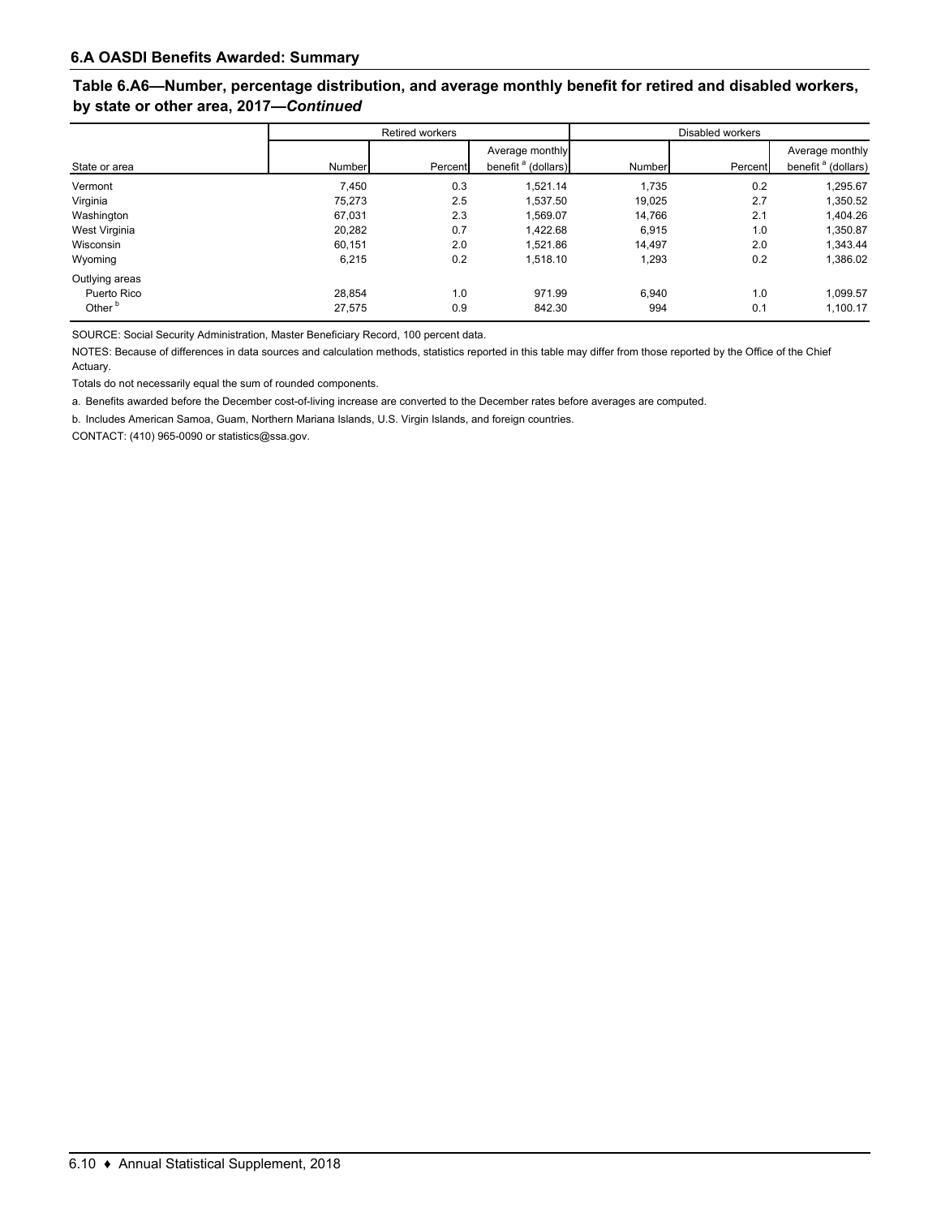## 6.A OASDI Benefits Awarded: Summary

### Table 6.A6—Number, percentage distribution, and average monthly benefit for retired and disabled workers, by state or other area, 2017—*Continued*

| State or area | Retired workers | | | Disabled workers | | |
|---|---|---|---|---|---|---|
| | Number | Percent | Average monthly benefit [a] (dollars) | Number | Percent | Average monthly benefit [a] (dollars) |
| Vermont | 7,450 | 0.3 | 1,521.14 | 1,735 | 0.2 | 1,295.67 |
| Virginia | 75,273 | 2.5 | 1,537.50 | 19,025 | 2.7 | 1,350.52 |
| Washington | 67,031 | 2.3 | 1,569.07 | 14,766 | 2.1 | 1,404.26 |
| West Virginia | 20,282 | 0.7 | 1,422.68 | 6,915 | 1.0 | 1,350.87 |
| Wisconsin | 60,151 | 2.0 | 1,521.86 | 14,497 | 2.0 | 1,343.44 |
| Wyoming | 6,215 | 0.2 | 1,518.10 | 1,293 | 0.2 | 1,386.02 |
| Outlying areas | | | | | | |
| Puerto Rico | 28,854 | 1.0 | 971.99 | 6,940 | 1.0 | 1,099.57 |
| Other [b] | 27,575 | 0.9 | 842.30 | 994 | 0.1 | 1,100.17 |

SOURCE: Social Security Administration, Master Beneficiary Record, 100 percent data.

NOTES: Because of differences in data sources and calculation methods, statistics reported in this table may differ from those reported by the Office of the Chief Actuary.

Totals do not necessarily equal the sum of rounded components.

a. Benefits awarded before the December cost-of-living increase are converted to the December rates before averages are computed.

b. Includes American Samoa, Guam, Northern Mariana Islands, U.S. Virgin Islands, and foreign countries.

CONTACT: (410) 965-0090 or statistics@ssa.gov.